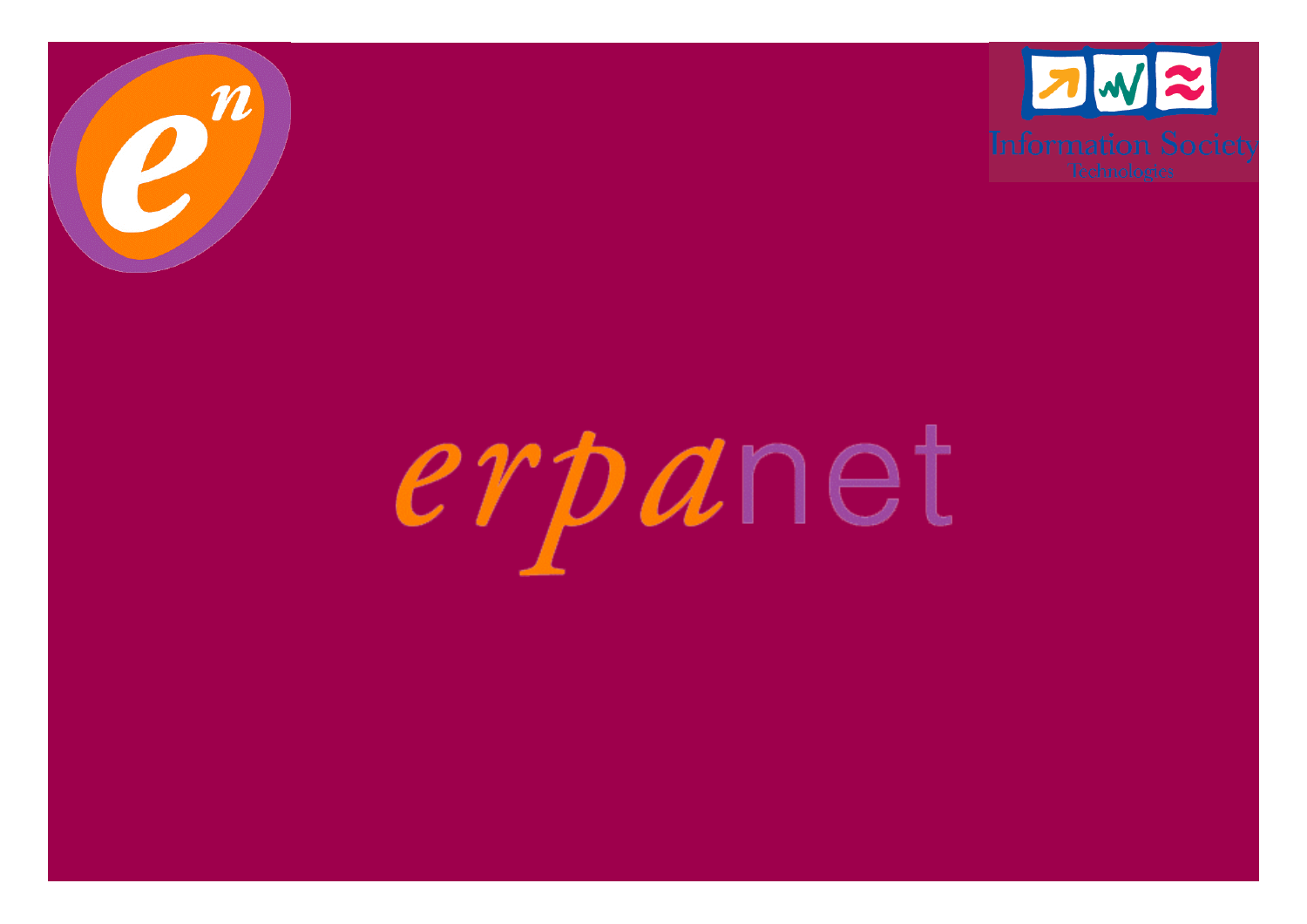# erpanet

Information Society Technologies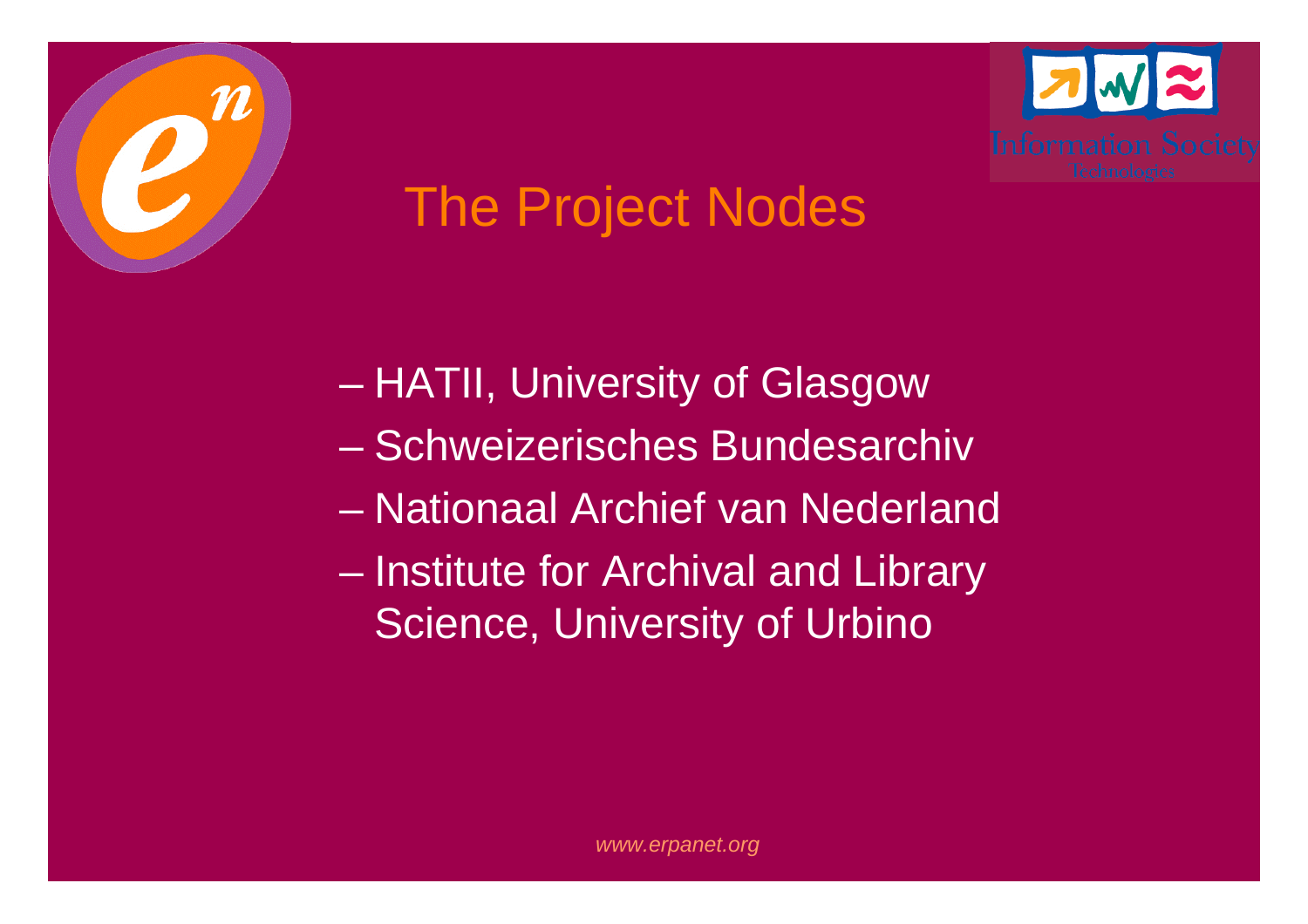# The Project Nodes

- HATII, University of Glasgow
- Schweizerisches Bundesarchiv
- Nationaal Archief van Nederland
- Institute for Archival and Library Science, University of Urbino

*www.erpanet.org*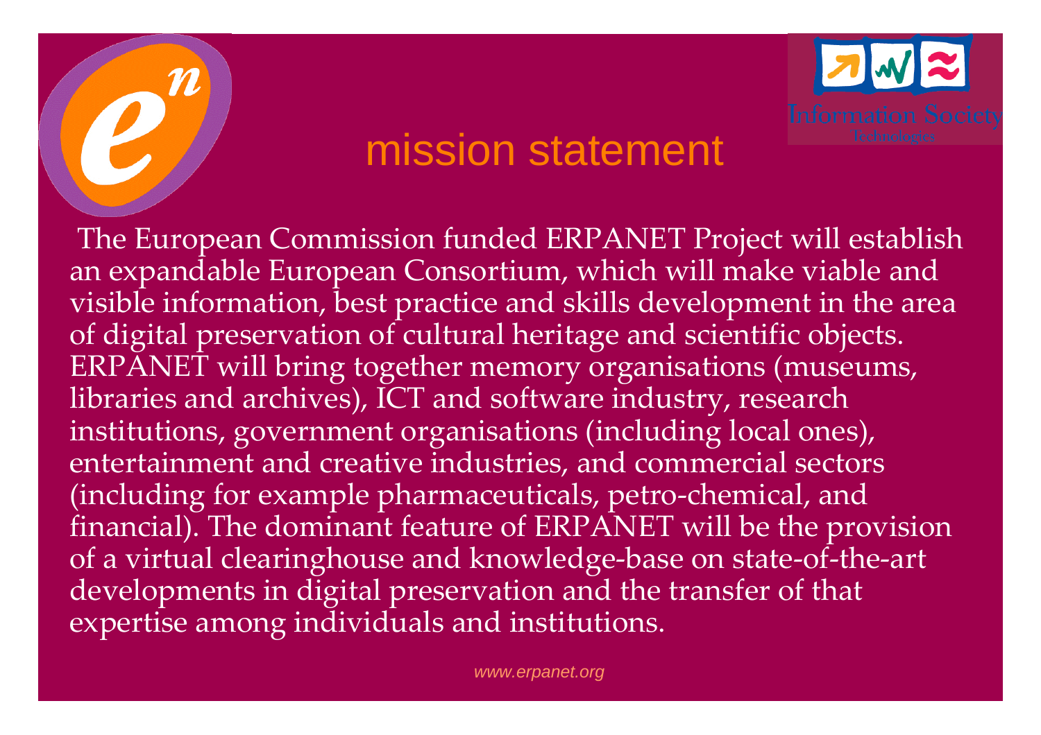# mission statement

The European Commission funded ERPANET Project will establish an expandable European Consortium, which will make viable and visible information, best practice and skills development in the area of digital preservation of cultural heritage and scientific objects. ERPANET will bring together memory organisations (museums, libraries and archives), ICT and software industry, research institutions, government organisations (including local ones), entertainment and creative industries, and commercial sectors (including for example pharmaceuticals, petro-chemical, and financial). The dominant feature of ERPANET will be the provision of a virtual clearinghouse and knowledge-base on state-of-the-art developments in digital preservation and the transfer of that expertise among individuals and institutions.

*www.erpanet.org*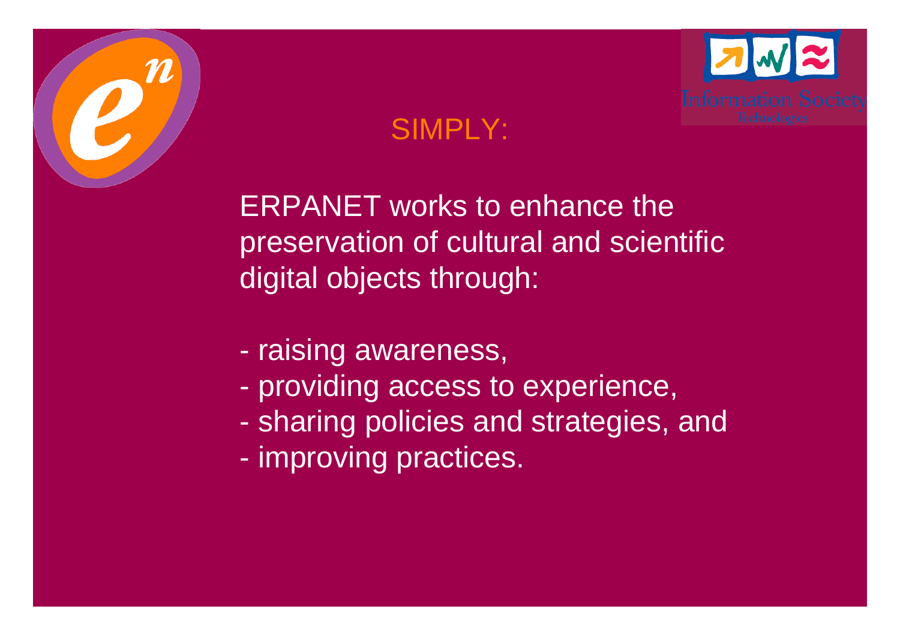## SIMPLY:

ERPANET works to enhance the preservation of cultural and scientific digital objects through:

- raising awareness,
- providing access to experience,
- sharing policies and strategies, and
- improving practices.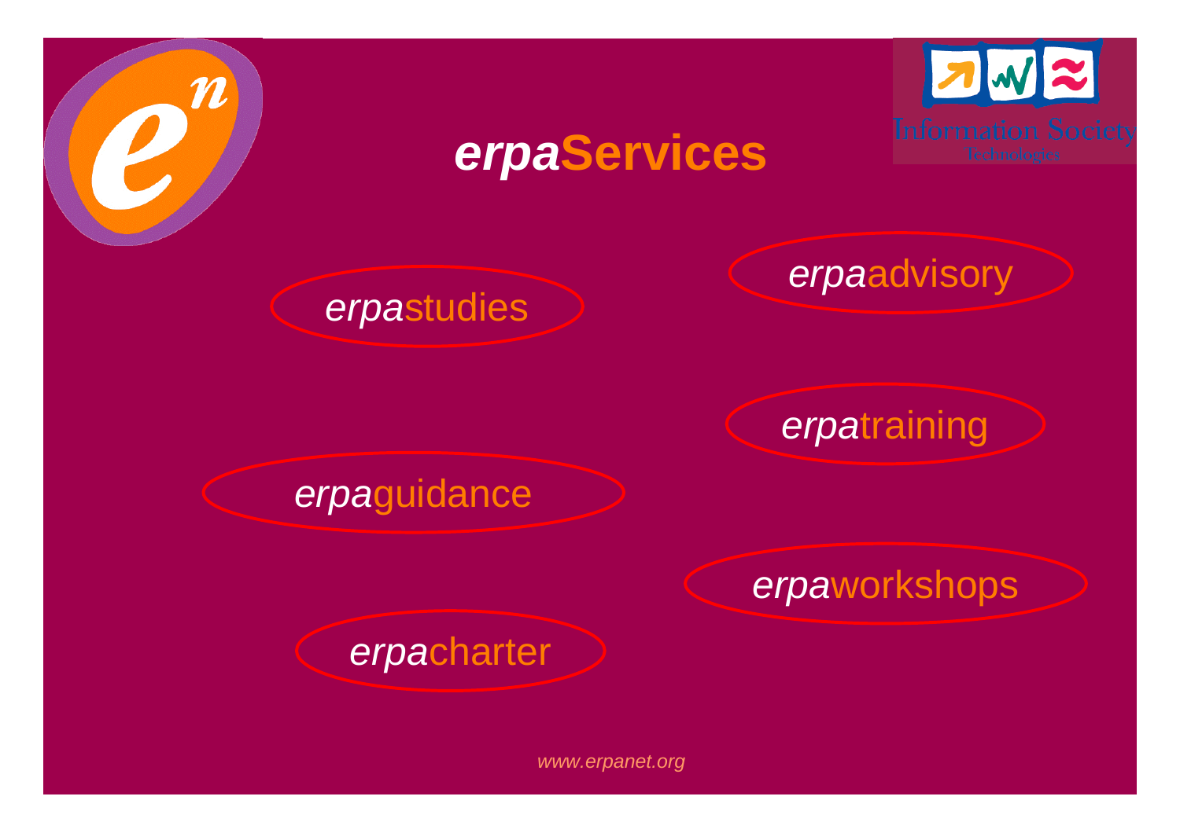# *erpa*Services

*erpa*studies

*erpa*advisory

*erpa*training

*erpa*guidance

*erpa*workshops

*erpa*charter

*www.erpanet.org*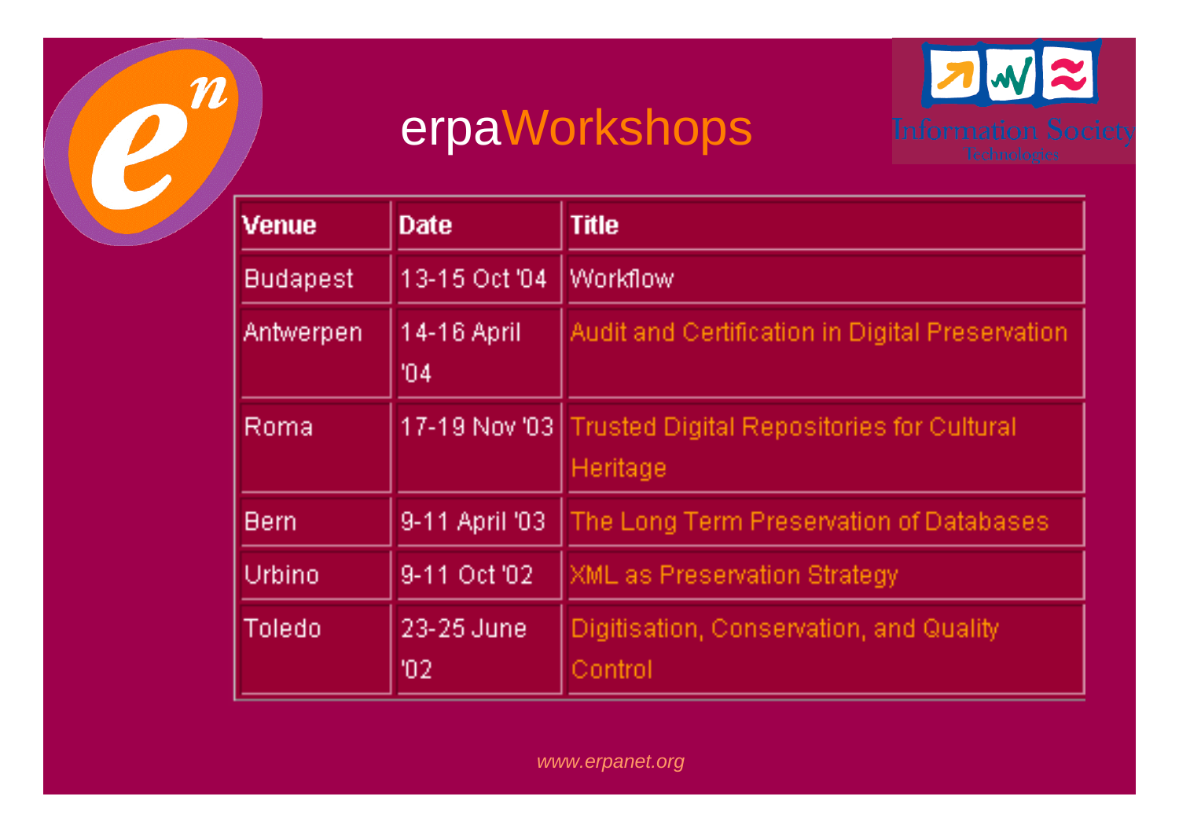# erpaWorkshops

| Venue | Date | Title |
|---|---|---|
| Budapest | 13-15 Oct '04 | Workflow |
| Antwerpen | 14-16 April '04 | Audit and Certification in Digital Preservation |
| Roma | 17-19 Nov '03 | Trusted Digital Repositories for Cultural Heritage |
| Bern | 9-11 April '03 | The Long Term Preservation of Databases |
| Urbino | 9-11 Oct '02 | XML as Preservation Strategy |
| Toledo | 23-25 June '02 | Digitisation, Conservation, and Quality Control |

*www.erpanet.org*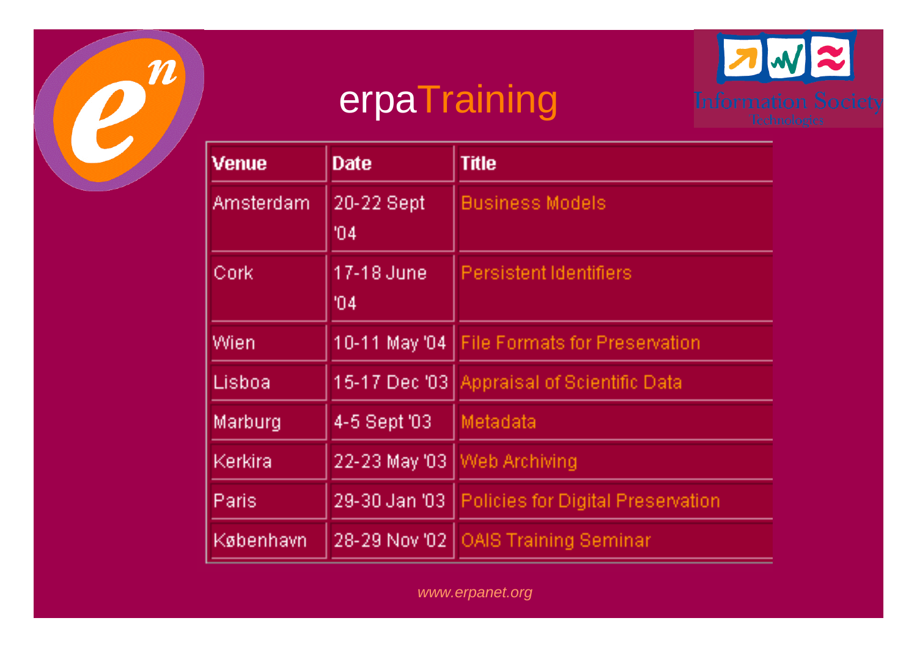# erpaTraining

| Venue | Date | Title |
| --- | --- | --- |
| Amsterdam | 20-22 Sept '04 | Business Models |
| Cork | 17-18 June '04 | Persistent Identifiers |
| Wien | 10-11 May '04 | File Formats for Preservation |
| Lisboa | 15-17 Dec '03 | Appraisal of Scientific Data |
| Marburg | 4-5 Sept '03 | Metadata |
| Kerkira | 22-23 May '03 | Web Archiving |
| Paris | 29-30 Jan '03 | Policies for Digital Preservation |
| København | 28-29 Nov '02 | OAIS Training Seminar |

*www.erpanet.org*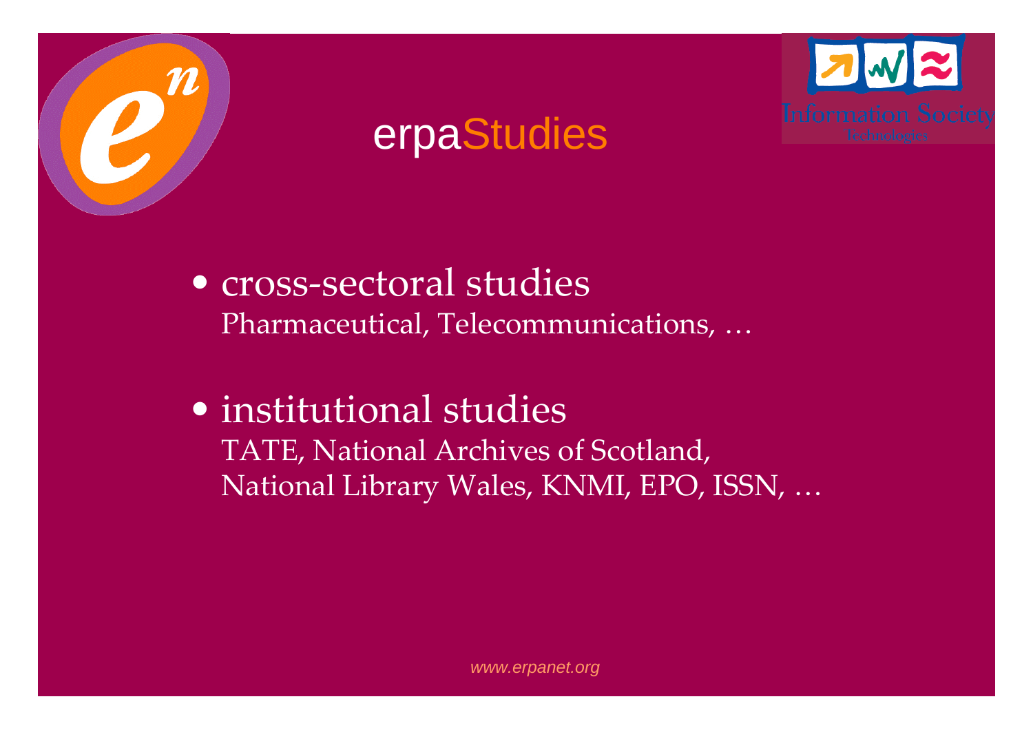# erpaStudies

- cross-sectoral studies
  Pharmaceutical, Telecommunications, …

- institutional studies
  TATE, National Archives of Scotland, National Library Wales, KNMI, EPO, ISSN, …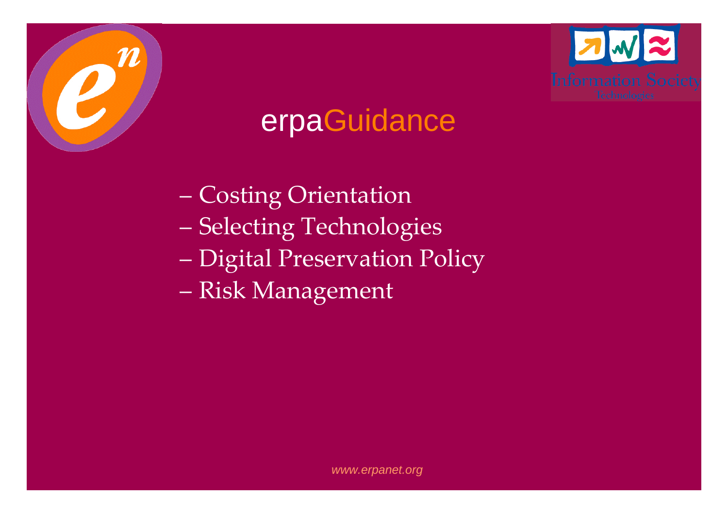# erpaGuidance

- Costing Orientation
- Selecting Technologies
- Digital Preservation Policy
- Risk Management

*www.erpanet.org*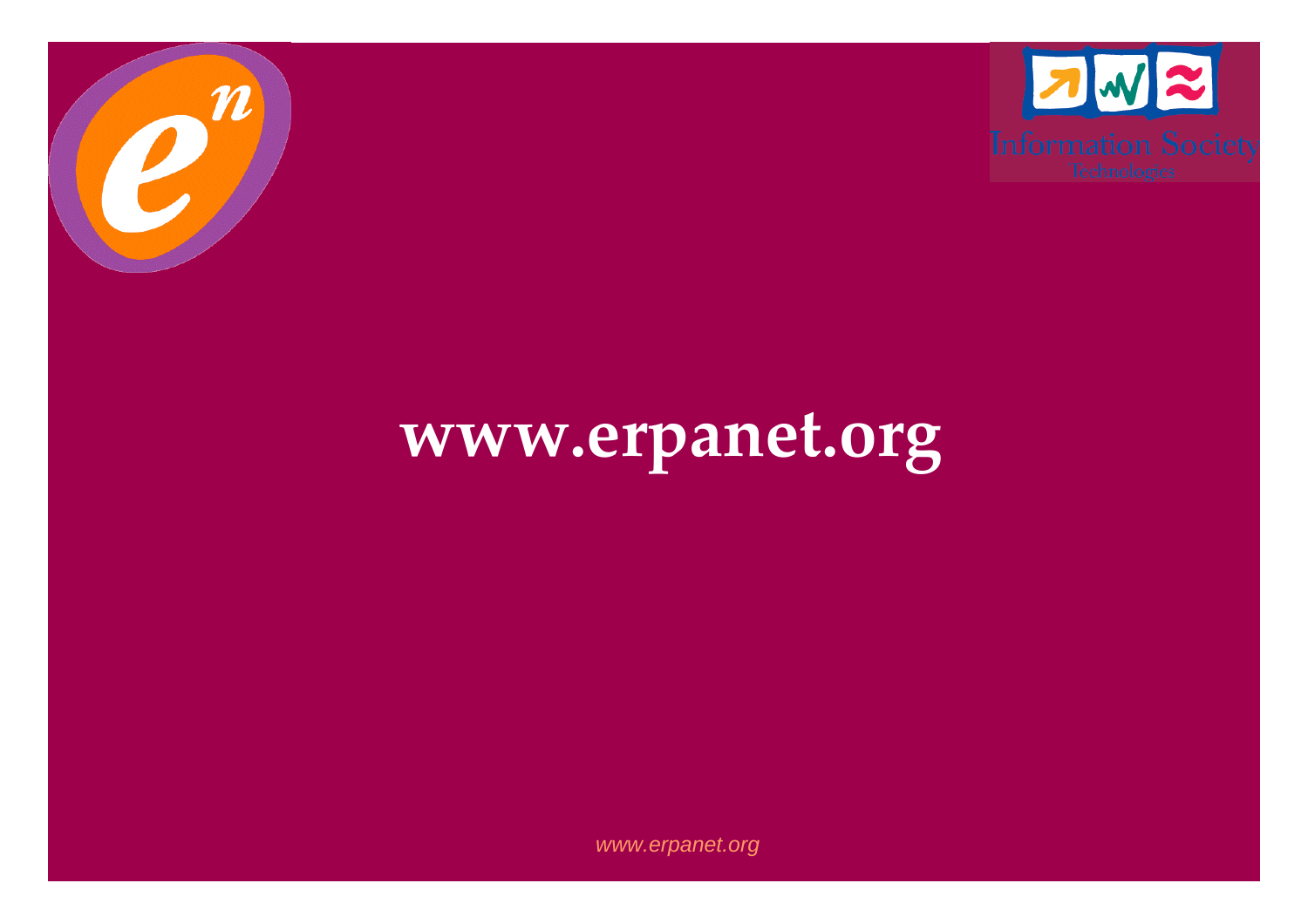# www.erpanet.org